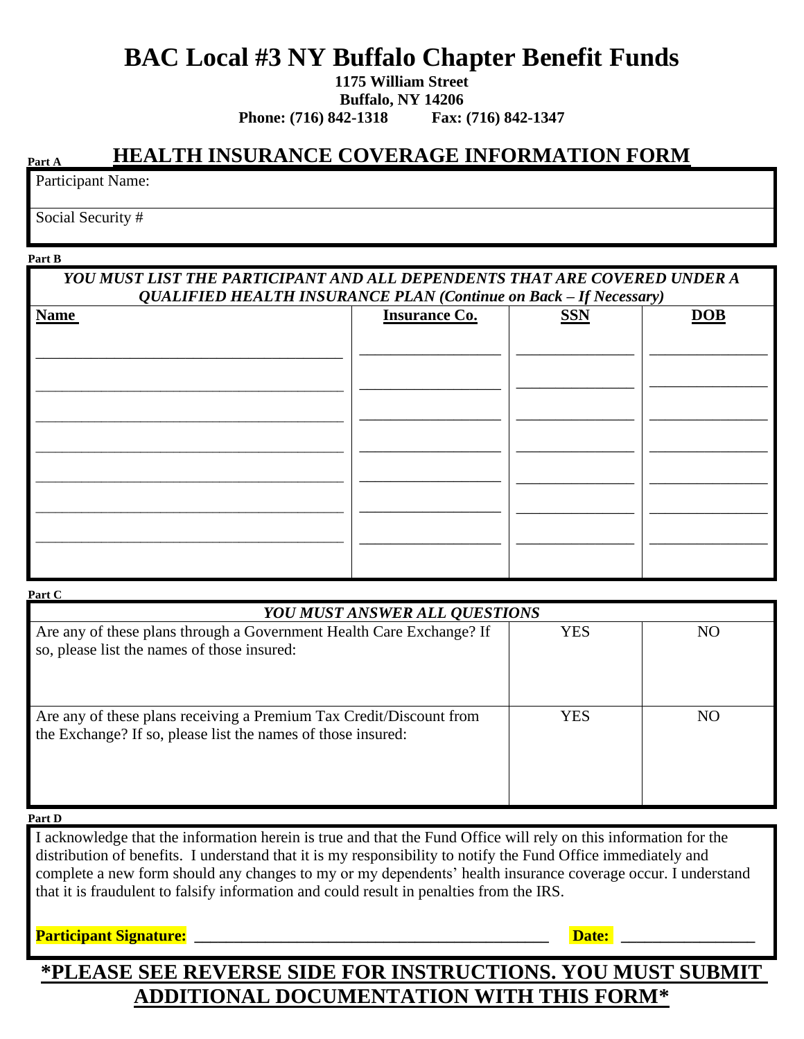# BAC Local #3 NY Buffalo Chapter Benefit Funds

**1175 William Street**
**Buffalo, NY 14206**
**Phone: (716) 842-1318 Fax: (716) 842-1347**

**Part A**

## HEALTH INSURANCE COVERAGE INFORMATION FORM

Participant Name:

Social Security #

**Part B**

***YOU MUST LIST THE PARTICIPANT AND ALL DEPENDENTS THAT ARE COVERED UNDER A QUALIFIED HEALTH INSURANCE PLAN (Continue on Back – If Necessary)***

| Name | Insurance Co. | SSN | DOB |
|---|---|---|---|
| | | | |
| | | | |
| | | | |
| | | | |
| | | | |
| | | | |
| | | | |

**Part C**

| *YOU MUST ANSWER ALL QUESTIONS* | | |
|---|---|---|
| Are any of these plans through a Government Health Care Exchange? If so, please list the names of those insured: | YES | NO |
| Are any of these plans receiving a Premium Tax Credit/Discount from the Exchange? If so, please list the names of those insured: | YES | NO |

**Part D**

I acknowledge that the information herein is true and that the Fund Office will rely on this information for the distribution of benefits. I understand that it is my responsibility to notify the Fund Office immediately and complete a new form should any changes to my or my dependents' health insurance coverage occur. I understand that it is fraudulent to falsify information and could result in penalties from the IRS.

**Participant Signature:** ____________________________________________ **Date:** ________________

**\*PLEASE SEE REVERSE SIDE FOR INSTRUCTIONS. YOU MUST SUBMIT ADDITIONAL DOCUMENTATION WITH THIS FORM\***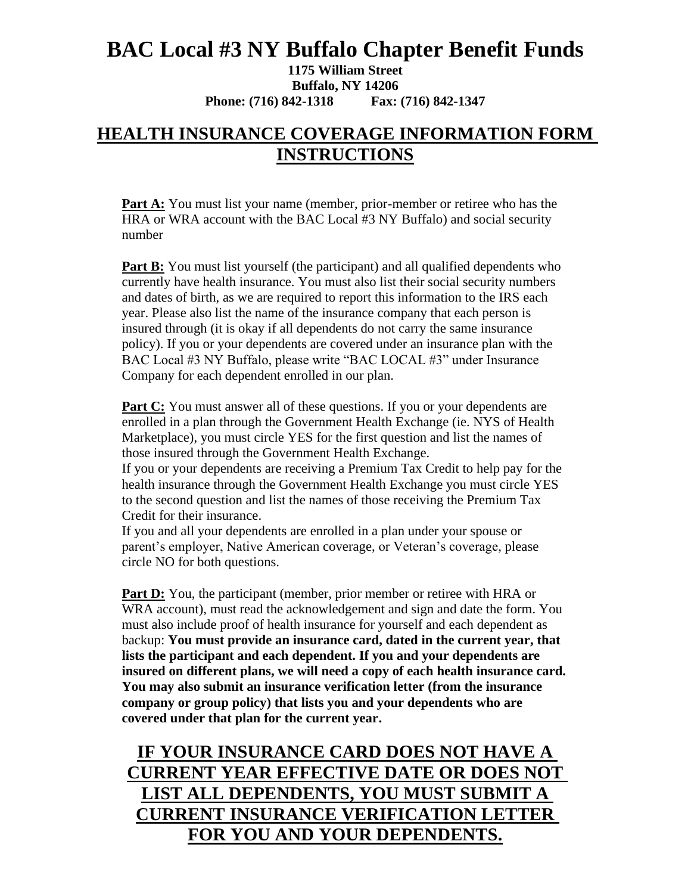# BAC Local #3 NY Buffalo Chapter Benefit Funds

**1175 William Street**
**Buffalo, NY 14206**
**Phone: (716) 842-1318 Fax: (716) 842-1347**

## HEALTH INSURANCE COVERAGE INFORMATION FORM INSTRUCTIONS

**Part A:** You must list your name (member, prior-member or retiree who has the HRA or WRA account with the BAC Local #3 NY Buffalo) and social security number

**Part B:** You must list yourself (the participant) and all qualified dependents who currently have health insurance. You must also list their social security numbers and dates of birth, as we are required to report this information to the IRS each year. Please also list the name of the insurance company that each person is insured through (it is okay if all dependents do not carry the same insurance policy). If you or your dependents are covered under an insurance plan with the BAC Local #3 NY Buffalo, please write "BAC LOCAL #3" under Insurance Company for each dependent enrolled in our plan.

**Part C:** You must answer all of these questions. If you or your dependents are enrolled in a plan through the Government Health Exchange (ie. NYS of Health Marketplace), you must circle YES for the first question and list the names of those insured through the Government Health Exchange.
If you or your dependents are receiving a Premium Tax Credit to help pay for the health insurance through the Government Health Exchange you must circle YES to the second question and list the names of those receiving the Premium Tax Credit for their insurance.
If you and all your dependents are enrolled in a plan under your spouse or parent's employer, Native American coverage, or Veteran's coverage, please circle NO for both questions.

**Part D:** You, the participant (member, prior member or retiree with HRA or WRA account), must read the acknowledgement and sign and date the form. You must also include proof of health insurance for yourself and each dependent as backup: **You must provide an insurance card, dated in the current year, that lists the participant and each dependent. If you and your dependents are insured on different plans, we will need a copy of each health insurance card. You may also submit an insurance verification letter (from the insurance company or group policy) that lists you and your dependents who are covered under that plan for the current year.**

## IF YOUR INSURANCE CARD DOES NOT HAVE A CURRENT YEAR EFFECTIVE DATE OR DOES NOT LIST ALL DEPENDENTS, YOU MUST SUBMIT A CURRENT INSURANCE VERIFICATION LETTER FOR YOU AND YOUR DEPENDENTS.